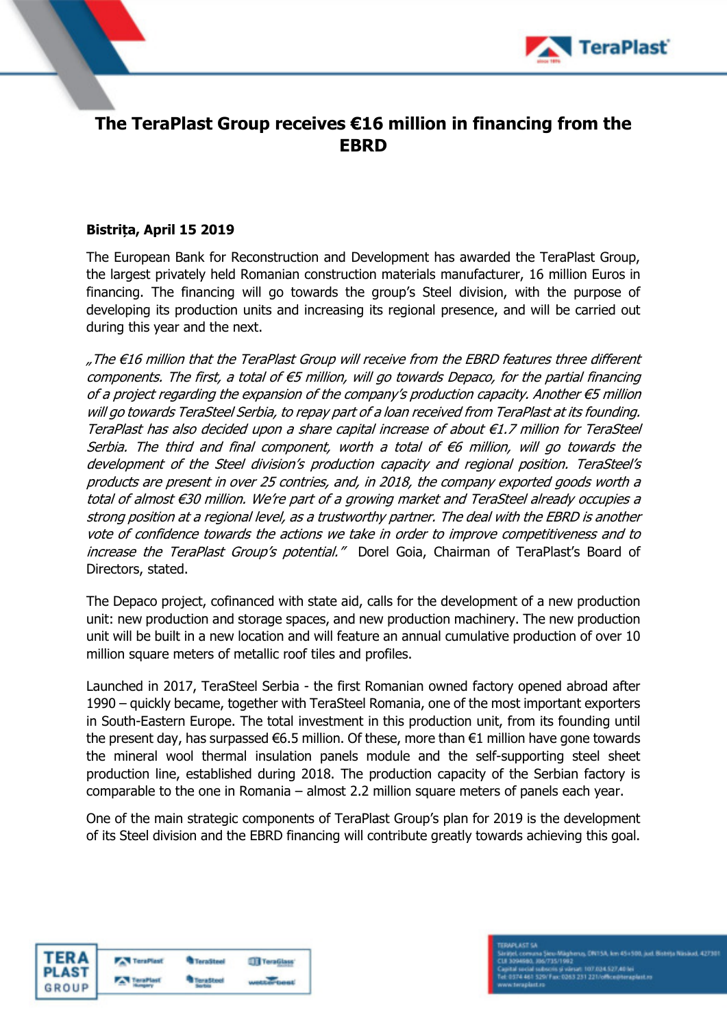# The TeraPlast Group receives €16 million in financing from the EBRD

**Bistrița, April 15 2019**

The European Bank for Reconstruction and Development has awarded the TeraPlast Group, the largest privately held Romanian construction materials manufacturer, 16 million Euros in financing. The financing will go towards the group's Steel division, with the purpose of developing its production units and increasing its regional presence, and will be carried out during this year and the next.

*„The €16 million that the TeraPlast Group will receive from the EBRD features three different components. The first, a total of €5 million, will go towards Depaco, for the partial financing of a project regarding the expansion of the company's production capacity. Another €5 million will go towards TeraSteel Serbia, to repay part of a loan received from TeraPlast at its founding. TeraPlast has also decided upon a share capital increase of about €1.7 million for TeraSteel Serbia. The third and final component, worth a total of €6 million, will go towards the development of the Steel division's production capacity and regional position. TeraSteel's products are present in over 25 contries, and, in 2018, the company exported goods worth a total of almost €30 million. We're part of a growing market and TeraSteel already occupies a strong position at a regional level, as a trustworthy partner. The deal with the EBRD is another vote of confidence towards the actions we take in order to improve competitiveness and to increase the TeraPlast Group's potential."* Dorel Goia, Chairman of TeraPlast's Board of Directors, stated.

The Depaco project, cofinanced with state aid, calls for the development of a new production unit: new production and storage spaces, and new production machinery. The new production unit will be built in a new location and will feature an annual cumulative production of over 10 million square meters of metallic roof tiles and profiles.

Launched in 2017, TeraSteel Serbia - the first Romanian owned factory opened abroad after 1990 – quickly became, together with TeraSteel Romania, one of the most important exporters in South-Eastern Europe. The total investment in this production unit, from its founding until the present day, has surpassed €6.5 million. Of these, more than €1 million have gone towards the mineral wool thermal insulation panels module and the self-supporting steel sheet production line, established during 2018. The production capacity of the Serbian factory is comparable to the one in Romania – almost 2.2 million square meters of panels each year.

One of the main strategic components of TeraPlast Group's plan for 2019 is the development of its Steel division and the EBRD financing will contribute greatly towards achieving this goal.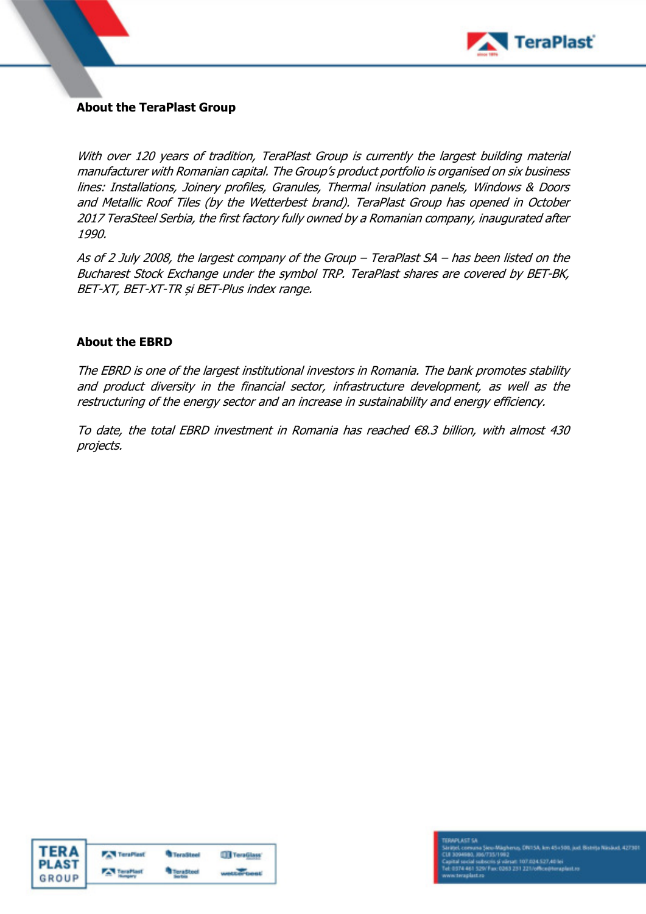## About the TeraPlast Group

*With over 120 years of tradition, TeraPlast Group is currently the largest building material manufacturer with Romanian capital. The Group's product portfolio is organised on six business lines: Installations, Joinery profiles, Granules, Thermal insulation panels, Windows & Doors and Metallic Roof Tiles (by the Wetterbest brand). TeraPlast Group has opened in October 2017 TeraSteel Serbia, the first factory fully owned by a Romanian company, inaugurated after 1990.*

*As of 2 July 2008, the largest company of the Group – TeraPlast SA – has been listed on the Bucharest Stock Exchange under the symbol TRP. TeraPlast shares are covered by BET-BK, BET-XT, BET-XT-TR și BET-Plus index range.*

## About the EBRD

*The EBRD is one of the largest institutional investors in Romania. The bank promotes stability and product diversity in the financial sector, infrastructure development, as well as the restructuring of the energy sector and an increase in sustainability and energy efficiency.*

*To date, the total EBRD investment in Romania has reached €8.3 billion, with almost 430 projects.*